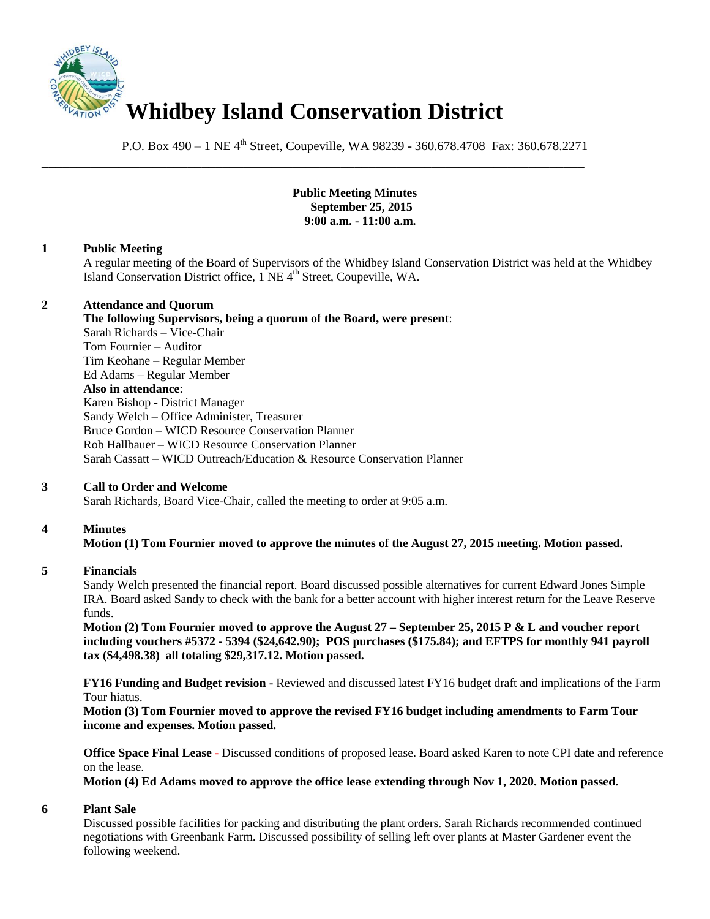# Whidbey Island Conservation District

P.O. Box 490 – 1 NE 4th Street, Coupeville, WA 98239 - 360.678.4708 Fax: 360.678.2271

---

**Public Meeting Minutes**
**September 25, 2015**
**9:00 a.m. - 11:00 a.m.**

**1 Public Meeting**

A regular meeting of the Board of Supervisors of the Whidbey Island Conservation District was held at the Whidbey Island Conservation District office, 1 NE 4th Street, Coupeville, WA.

**2 Attendance and Quorum**

**The following Supervisors, being a quorum of the Board, were present**:
Sarah Richards – Vice-Chair
Tom Fournier – Auditor
Tim Keohane – Regular Member
Ed Adams – Regular Member

**Also in attendance**:
Karen Bishop - District Manager
Sandy Welch – Office Administer, Treasurer
Bruce Gordon – WICD Resource Conservation Planner
Rob Hallbauer – WICD Resource Conservation Planner
Sarah Cassatt – WICD Outreach/Education & Resource Conservation Planner

**3 Call to Order and Welcome**

Sarah Richards, Board Vice-Chair, called the meeting to order at 9:05 a.m.

**4 Minutes**

**Motion (1) Tom Fournier moved to approve the minutes of the August 27, 2015 meeting. Motion passed.**

**5 Financials**

Sandy Welch presented the financial report. Board discussed possible alternatives for current Edward Jones Simple IRA. Board asked Sandy to check with the bank for a better account with higher interest return for the Leave Reserve funds.

**Motion (2) Tom Fournier moved to approve the August 27 – September 25, 2015 P & L and voucher report including vouchers #5372 - 5394 ($24,642.90); POS purchases ($175.84); and EFTPS for monthly 941 payroll tax ($4,498.38) all totaling $29,317.12. Motion passed.**

**FY16 Funding and Budget revision** - Reviewed and discussed latest FY16 budget draft and implications of the Farm Tour hiatus.

**Motion (3) Tom Fournier moved to approve the revised FY16 budget including amendments to Farm Tour income and expenses. Motion passed.**

**Office Space Final Lease** - Discussed conditions of proposed lease. Board asked Karen to note CPI date and reference on the lease.

**Motion (4) Ed Adams moved to approve the office lease extending through Nov 1, 2020. Motion passed.**

**6 Plant Sale**

Discussed possible facilities for packing and distributing the plant orders. Sarah Richards recommended continued negotiations with Greenbank Farm. Discussed possibility of selling left over plants at Master Gardener event the following weekend.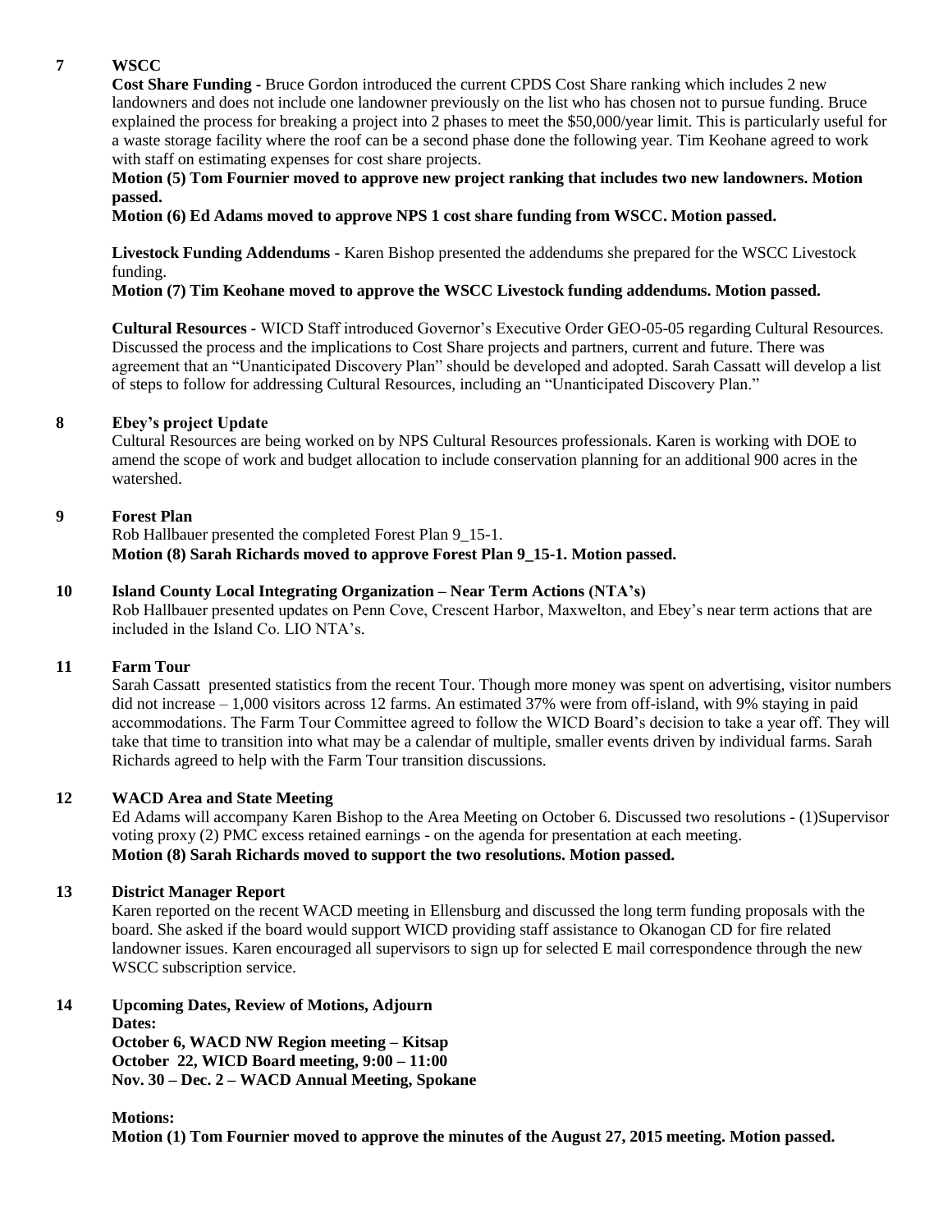**7 WSCC**

**Cost Share Funding -** Bruce Gordon introduced the current CPDS Cost Share ranking which includes 2 new landowners and does not include one landowner previously on the list who has chosen not to pursue funding. Bruce explained the process for breaking a project into 2 phases to meet the $50,000/year limit. This is particularly useful for a waste storage facility where the roof can be a second phase done the following year. Tim Keohane agreed to work with staff on estimating expenses for cost share projects.

**Motion (5) Tom Fournier moved to approve new project ranking that includes two new landowners. Motion passed.**

**Motion (6) Ed Adams moved to approve NPS 1 cost share funding from WSCC. Motion passed.**

**Livestock Funding Addendums -** Karen Bishop presented the addendums she prepared for the WSCC Livestock funding.

**Motion (7) Tim Keohane moved to approve the WSCC Livestock funding addendums. Motion passed.**

**Cultural Resources -** WICD Staff introduced Governor's Executive Order GEO-05-05 regarding Cultural Resources. Discussed the process and the implications to Cost Share projects and partners, current and future. There was agreement that an "Unanticipated Discovery Plan" should be developed and adopted. Sarah Cassatt will develop a list of steps to follow for addressing Cultural Resources, including an "Unanticipated Discovery Plan."

**8 Ebey's project Update**

Cultural Resources are being worked on by NPS Cultural Resources professionals. Karen is working with DOE to amend the scope of work and budget allocation to include conservation planning for an additional 900 acres in the watershed.

**9 Forest Plan**

Rob Hallbauer presented the completed Forest Plan 9_15-1.

**Motion (8) Sarah Richards moved to approve Forest Plan 9_15-1. Motion passed.**

**10 Island County Local Integrating Organization – Near Term Actions (NTA's)**

Rob Hallbauer presented updates on Penn Cove, Crescent Harbor, Maxwelton, and Ebey's near term actions that are included in the Island Co. LIO NTA's.

**11 Farm Tour**

Sarah Cassatt presented statistics from the recent Tour. Though more money was spent on advertising, visitor numbers did not increase – 1,000 visitors across 12 farms. An estimated 37% were from off-island, with 9% staying in paid accommodations. The Farm Tour Committee agreed to follow the WICD Board's decision to take a year off. They will take that time to transition into what may be a calendar of multiple, smaller events driven by individual farms. Sarah Richards agreed to help with the Farm Tour transition discussions.

**12 WACD Area and State Meeting**

Ed Adams will accompany Karen Bishop to the Area Meeting on October 6. Discussed two resolutions - (1)Supervisor voting proxy (2) PMC excess retained earnings - on the agenda for presentation at each meeting.

**Motion (8) Sarah Richards moved to support the two resolutions. Motion passed.**

**13 District Manager Report**

Karen reported on the recent WACD meeting in Ellensburg and discussed the long term funding proposals with the board. She asked if the board would support WICD providing staff assistance to Okanogan CD for fire related landowner issues. Karen encouraged all supervisors to sign up for selected E mail correspondence through the new WSCC subscription service.

**14 Upcoming Dates, Review of Motions, Adjourn**

**Dates:**

**October 6, WACD NW Region meeting – Kitsap**
**October 22, WICD Board meeting, 9:00 – 11:00**
**Nov. 30 – Dec. 2 – WACD Annual Meeting, Spokane**

**Motions:**

**Motion (1) Tom Fournier moved to approve the minutes of the August 27, 2015 meeting. Motion passed.**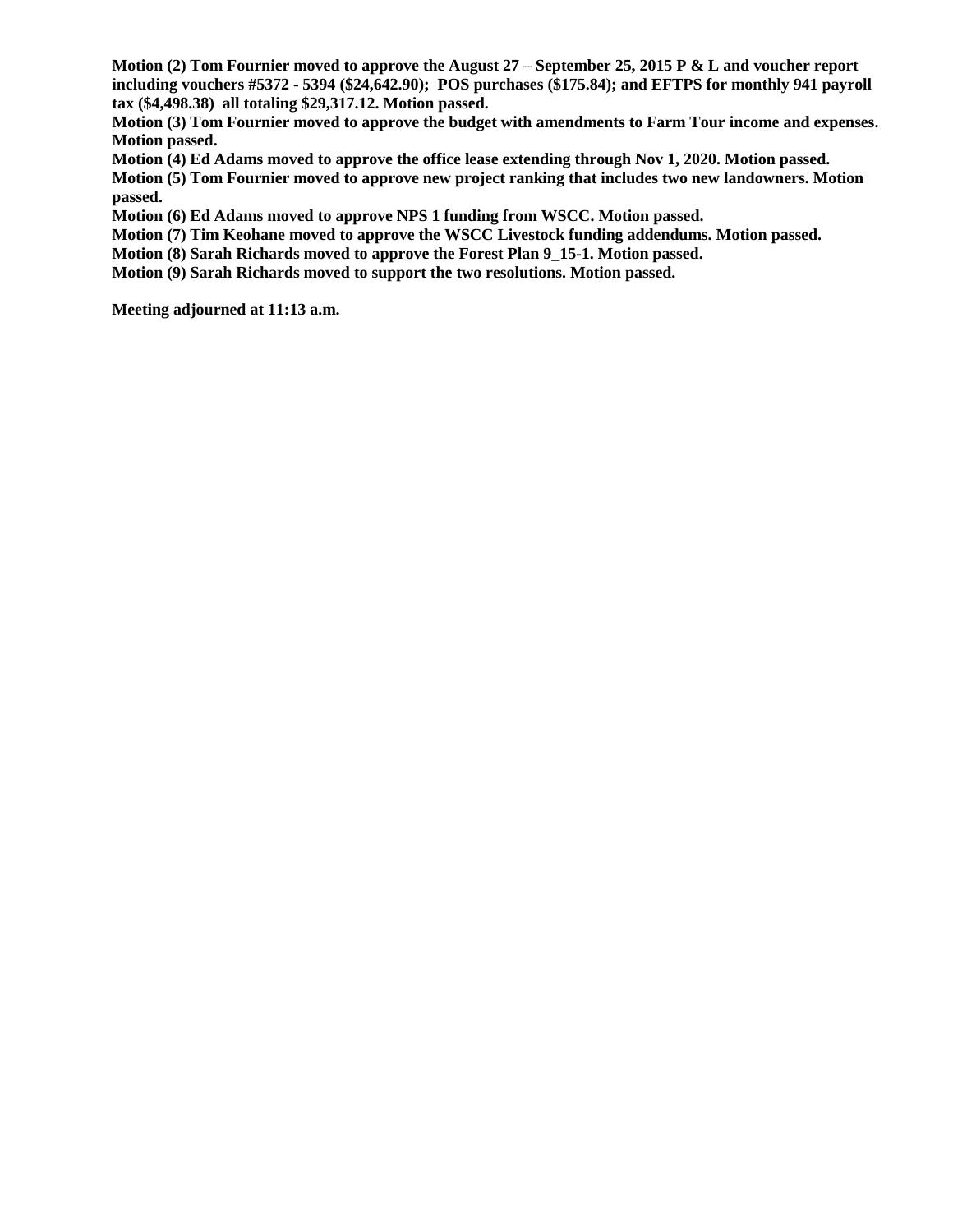**Motion (2) Tom Fournier moved to approve the August 27 – September 25, 2015 P & L and voucher report including vouchers #5372 - 5394 ($24,642.90); POS purchases ($175.84); and EFTPS for monthly 941 payroll tax ($4,498.38) all totaling $29,317.12. Motion passed.**

**Motion (3) Tom Fournier moved to approve the budget with amendments to Farm Tour income and expenses. Motion passed.**

**Motion (4) Ed Adams moved to approve the office lease extending through Nov 1, 2020. Motion passed.**

**Motion (5) Tom Fournier moved to approve new project ranking that includes two new landowners. Motion passed.**

**Motion (6) Ed Adams moved to approve NPS 1 funding from WSCC. Motion passed.**

**Motion (7) Tim Keohane moved to approve the WSCC Livestock funding addendums. Motion passed.**

**Motion (8) Sarah Richards moved to approve the Forest Plan 9_15-1. Motion passed.**

**Motion (9) Sarah Richards moved to support the two resolutions. Motion passed.**

**Meeting adjourned at 11:13 a.m.**